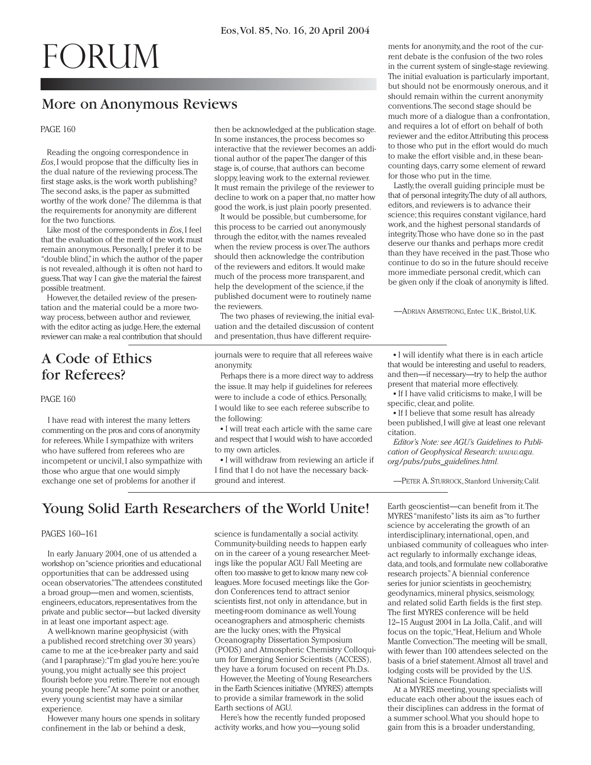# FORUM

## More on Anonymous Reviews

PAGE 160

Reading the ongoing correspondence in *Eos*, I would propose that the difficulty lies in the dual nature of the reviewing process. The first stage asks, is the work worth publishing? The second asks, is the paper as submitted worthy of the work done? The dilemma is that the requirements for anonymity are different for the two functions.

Like most of the correspondents in *Eos*, I feel that the evaluation of the merit of the work must remain anonymous. Personally, I prefer it to be "double blind," in which the author of the paper is not revealed, although it is often not hard to guess. That way I can give the material the fairest possible treatment.

However, the detailed review of the presentation and the material could be a more two-way process, between author and reviewer, with the editor acting as judge. Here, the external reviewer can make a real contribution that should then be acknowledged at the publication stage. In some instances, the process becomes so interactive that the reviewer becomes an additional author of the paper. The danger of this stage is, of course, that authors can become sloppy, leaving work to the external reviewer. It must remain the privilege of the reviewer to decline to work on a paper that, no matter how good the work, is just plain poorly presented.

It would be possible, but cumbersome, for this process to be carried out anonymously through the editor, with the names revealed when the review process is over. The authors should then acknowledge the contribution of the reviewers and editors. It would make much of the process more transparent, and help the development of the science, if the published document were to routinely name the reviewers.

The two phases of reviewing, the initial evaluation and the detailed discussion of content and presentation, thus have different requirements for anonymity, and the root of the current debate is the confusion of the two roles in the current system of single-stage reviewing. The initial evaluation is particularly important, but should not be enormously onerous, and it should remain within the current anonymity conventions. The second stage should be much more of a dialogue than a confrontation, and requires a lot of effort on behalf of both reviewer and the editor. Attributing this process to those who put in the effort would do much to make the effort visible and, in these bean-counting days, carry some element of reward for those who put in the time.

Lastly, the overall guiding principle must be that of personal integrity. The duty of all authors, editors, and reviewers is to advance their science; this requires constant vigilance, hard work, and the highest personal standards of integrity. Those who have done so in the past deserve our thanks and perhaps more credit than they have received in the past. Those who continue to do so in the future should receive more immediate personal credit, which can be given only if the cloak of anonymity is lifted.

—ADRIAN ARMSTRONG, Entec U.K., Bristol, U.K.

## A Code of Ethics for Referees?

PAGE 160

I have read with interest the many letters commenting on the pros and cons of anonymity for referees. While I sympathize with writers who have suffered from referees who are incompetent or uncivil, I also sympathize with those who argue that one would simply exchange one set of problems for another if journals were to require that all referees waive anonymity.

Perhaps there is a more direct way to address the issue. It may help if guidelines for referees were to include a code of ethics. Personally, I would like to see each referee subscribe to the following:

- I will treat each article with the same care and respect that I would wish to have accorded to my own articles.
- I will withdraw from reviewing an article if I find that I do not have the necessary background and interest.
- I will identify what there is in each article that would be interesting and useful to readers, and then—if necessary—try to help the author present that material more effectively.
- If I have valid criticisms to make, I will be specific, clear, and polite.
- If I believe that some result has already been published, I will give at least one relevant citation.

*Editor's Note: see AGU's Guidelines to Publication of Geophysical Research: www.agu.org/pubs/pubs_guidelines.html.*

—PETER A. STURROCK, Stanford University, Calif.

## Young Solid Earth Researchers of the World Unite!

PAGES 160–161

In early January 2004, one of us attended a workshop on "science priorities and educational opportunities that can be addressed using ocean observatories." The attendees constituted a broad group—men and women, scientists, engineers, educators, representatives from the private and public sector—but lacked diversity in at least one important aspect: age.

A well-known marine geophysicist (with a published record stretching over 30 years) came to me at the ice-breaker party and said (and I paraphrase): "I'm glad you're here: you're young, you might actually see this project flourish before you retire. There're not enough young people here." At some point or another, every young scientist may have a similar experience.

However many hours one spends in solitary confinement in the lab or behind a desk, science is fundamentally a social activity. Community-building needs to happen early on in the career of a young researcher. Meetings like the popular AGU Fall Meeting are often too massive to get to know many new colleagues. More focused meetings like the Gordon Conferences tend to attract senior scientists first, not only in attendance, but in meeting-room dominance as well. Young oceanographers and atmospheric chemists are the lucky ones; with the Physical Oceanography Dissertation Symposium (PODS) and Atmospheric Chemistry Colloquium for Emerging Senior Scientists (ACCESS), they have a forum focused on recent Ph.D.s.

However, the Meeting of Young Researchers in the Earth Sciences initiative (MYRES) attempts to provide a similar framework in the solid Earth sections of AGU.

Here's how the recently funded proposed activity works, and how you—young solid Earth geoscientist—can benefit from it. The MYRES "manifesto" lists its aim as "to further science by accelerating the growth of an interdisciplinary, international, open, and unbiased community of colleagues who interact regularly to informally exchange ideas, data, and tools, and formulate new collaborative research projects." A biennial conference series for junior scientists in geochemistry, geodynamics, mineral physics, seismology, and related solid Earth fields is the first step. The first MYRES conference will be held 12–15 August 2004 in La Jolla, Calif., and will focus on the topic, "Heat, Helium and Whole Mantle Convection." The meeting will be small, with fewer than 100 attendees selected on the basis of a brief statement. Almost all travel and lodging costs will be provided by the U.S. National Science Foundation.

At a MYRES meeting, young specialists will educate each other about the issues each of their disciplines can address in the format of a summer school. What you should hope to gain from this is a broader understanding,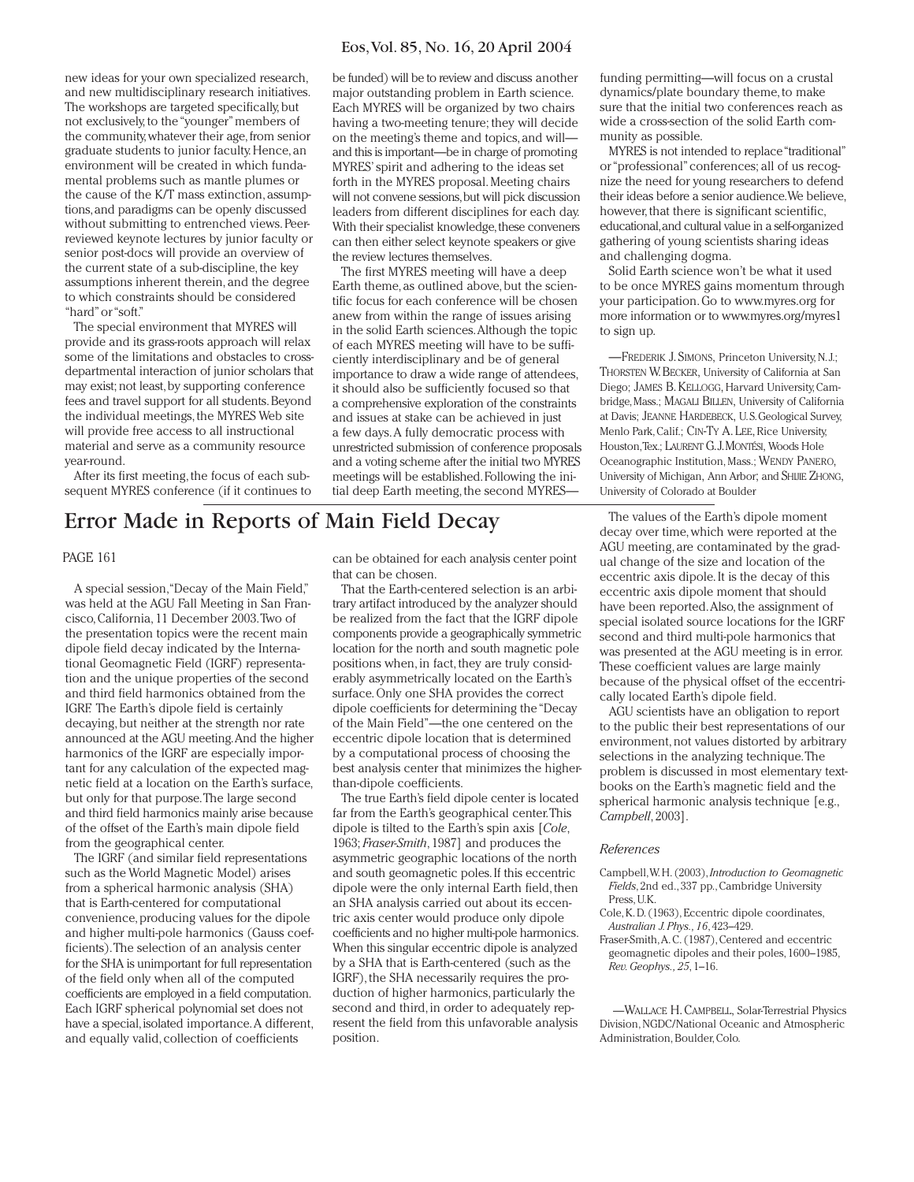new ideas for your own specialized research, and new multidisciplinary research initiatives. The workshops are targeted specifically, but not exclusively, to the "younger" members of the community, whatever their age, from senior graduate students to junior faculty. Hence, an environment will be created in which fundamental problems such as mantle plumes or the cause of the K/T mass extinction, assumptions, and paradigms can be openly discussed without submitting to entrenched views. Peer-reviewed keynote lectures by junior faculty or senior post-docs will provide an overview of the current state of a sub-discipline, the key assumptions inherent therein, and the degree to which constraints should be considered "hard" or "soft."

The special environment that MYRES will provide and its grass-roots approach will relax some of the limitations and obstacles to cross-departmental interaction of junior scholars that may exist; not least, by supporting conference fees and travel support for all students. Beyond the individual meetings, the MYRES Web site will provide free access to all instructional material and serve as a community resource year-round.

After its first meeting, the focus of each subsequent MYRES conference (if it continues to be funded) will be to review and discuss another major outstanding problem in Earth science. Each MYRES will be organized by two chairs having a two-meeting tenure; they will decide on the meeting's theme and topics, and will—and this is important—be in charge of promoting MYRES' spirit and adhering to the ideas set forth in the MYRES proposal. Meeting chairs will not convene sessions, but will pick discussion leaders from different disciplines for each day. With their specialist knowledge, these conveners can then either select keynote speakers or give the review lectures themselves.

The first MYRES meeting will have a deep Earth theme, as outlined above, but the scientific focus for each conference will be chosen anew from within the range of issues arising in the solid Earth sciences. Although the topic of each MYRES meeting will have to be sufficiently interdisciplinary and be of general importance to draw a wide range of attendees, it should also be sufficiently focused so that a comprehensive exploration of the constraints and issues at stake can be achieved in just a few days. A fully democratic process with unrestricted submission of conference proposals and a voting scheme after the initial two MYRES meetings will be established. Following the initial deep Earth meeting, the second MYRES—funding permitting—will focus on a crustal dynamics/plate boundary theme, to make sure that the initial two conferences reach as wide a cross-section of the solid Earth community as possible.

MYRES is not intended to replace "traditional" or "professional" conferences; all of us recognize the need for young researchers to defend their ideas before a senior audience. We believe, however, that there is significant scientific, educational, and cultural value in a self-organized gathering of young scientists sharing ideas and challenging dogma.

Solid Earth science won't be what it used to be once MYRES gains momentum through your participation. Go to www.myres.org for more information or to www.myres.org/myres1 to sign up.

—FREDERIK J. SIMONS, Princeton University, N.J.; THORSTEN W. BECKER, University of California at San Diego; JAMES B. KELLOGG, Harvard University, Cambridge, Mass.; MAGALI BILLEN, University of California at Davis; JEANNE HARDEBECK, U.S. Geological Survey, Menlo Park, Calif.; CIN-TY A. LEE, Rice University, Houston, Tex.; LAURENT G. J. MONTÉSI, Woods Hole Oceanographic Institution, Mass.; WENDY PANERO, University of Michigan, Ann Arbor; and SHIJIE ZHONG, University of Colorado at Boulder

# Error Made in Reports of Main Field Decay

PAGE 161

A special session, "Decay of the Main Field," was held at the AGU Fall Meeting in San Francisco, California, 11 December 2003. Two of the presentation topics were the recent main dipole field decay indicated by the International Geomagnetic Field (IGRF) representation and the unique properties of the second and third field harmonics obtained from the IGRF. The Earth's dipole field is certainly decaying, but neither at the strength nor rate announced at the AGU meeting. And the higher harmonics of the IGRF are especially important for any calculation of the expected magnetic field at a location on the Earth's surface, but only for that purpose. The large second and third field harmonics mainly arise because of the offset of the Earth's main dipole field from the geographical center.

The IGRF (and similar field representations such as the World Magnetic Model) arises from a spherical harmonic analysis (SHA) that is Earth-centered for computational convenience, producing values for the dipole and higher multi-pole harmonics (Gauss coefficients). The selection of an analysis center for the SHA is unimportant for full representation of the field only when all of the computed coefficients are employed in a field computation. Each IGRF spherical polynomial set does not have a special, isolated importance. A different, and equally valid, collection of coefficients can be obtained for each analysis center point that can be chosen.

That the Earth-centered selection is an arbitrary artifact introduced by the analyzer should be realized from the fact that the IGRF dipole components provide a geographically symmetric location for the north and south magnetic pole positions when, in fact, they are truly considerably asymmetrically located on the Earth's surface. Only one SHA provides the correct dipole coefficients for determining the "Decay of the Main Field"—the one centered on the eccentric dipole location that is determined by a computational process of choosing the best analysis center that minimizes the higher-than-dipole coefficients.

The true Earth's field dipole center is located far from the Earth's geographical center. This dipole is tilted to the Earth's spin axis [*Cole*, 1963; *Fraser-Smith*, 1987] and produces the asymmetric geographic locations of the north and south geomagnetic poles. If this eccentric dipole were the only internal Earth field, then an SHA analysis carried out about its eccentric axis center would produce only dipole coefficients and no higher multi-pole harmonics. When this singular eccentric dipole is analyzed by a SHA that is Earth-centered (such as the IGRF), the SHA necessarily requires the production of higher harmonics, particularly the second and third, in order to adequately represent the field from this unfavorable analysis position.

The values of the Earth's dipole moment decay over time, which were reported at the AGU meeting, are contaminated by the gradual change of the size and location of the eccentric axis dipole. It is the decay of this eccentric axis dipole moment that should have been reported. Also, the assignment of special isolated source locations for the IGRF second and third multi-pole harmonics that was presented at the AGU meeting is in error. These coefficient values are large mainly because of the physical offset of the eccentrically located Earth's dipole field.

AGU scientists have an obligation to report to the public their best representations of our environment, not values distorted by arbitrary selections in the analyzing technique. The problem is discussed in most elementary textbooks on the Earth's magnetic field and the spherical harmonic analysis technique [e.g., *Campbell*, 2003].

## References

Campbell, W. H. (2003), *Introduction to Geomagnetic Fields*, 2nd ed., 337 pp., Cambridge University Press, U.K.

Cole, K. D. (1963), Eccentric dipole coordinates, *Australian J. Phys.*, *16*, 423–429.

Fraser-Smith, A. C. (1987), Centered and eccentric geomagnetic dipoles and their poles, 1600–1985, *Rev. Geophys.*, *25*, 1–16.

—WALLACE H. CAMPBELL, Solar-Terrestrial Physics Division, NGDC/National Oceanic and Atmospheric Administration, Boulder, Colo.